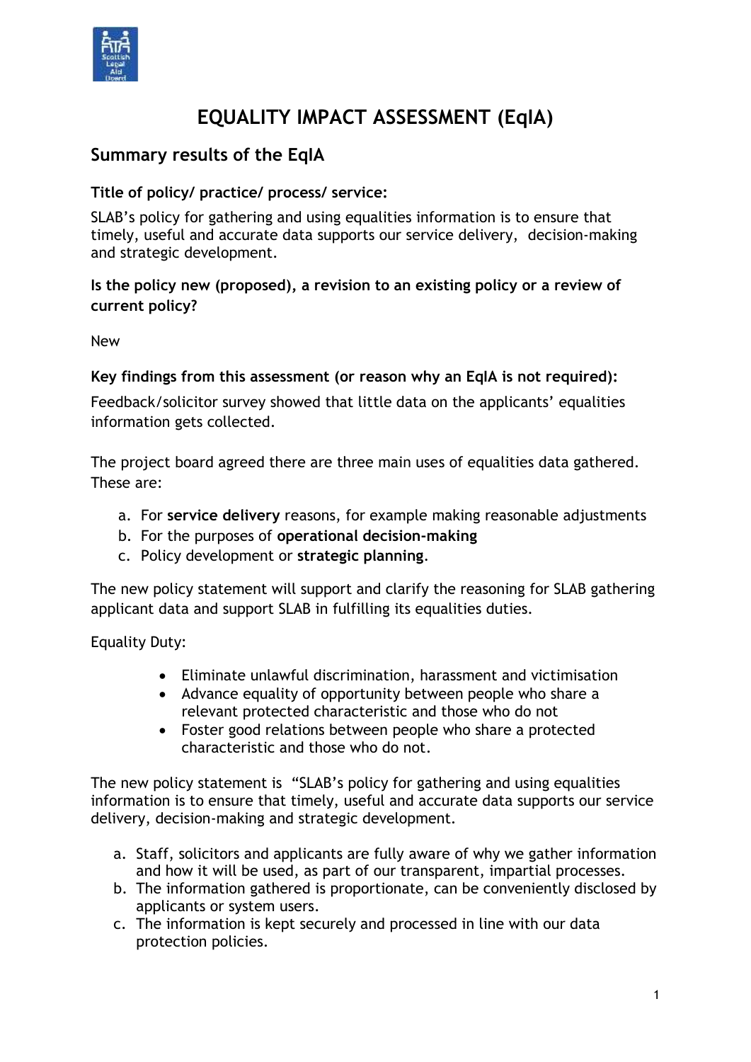# EQUALITY IMPACT ASSESSMENT (EqIA)

## Summary results of the EqIA

**Title of policy/ practice/ process/ service:**

SLAB's policy for gathering and using equalities information is to ensure that timely, useful and accurate data supports our service delivery, decision-making and strategic development.

**Is the policy new (proposed), a revision to an existing policy or a review of current policy?**

New

**Key findings from this assessment (or reason why an EqIA is not required):**

Feedback/solicitor survey showed that little data on the applicants' equalities information gets collected.

The project board agreed there are three main uses of equalities data gathered. These are:

a. For **service delivery** reasons, for example making reasonable adjustments
b. For the purposes of **operational decision-making**
c. Policy development or **strategic planning**.

The new policy statement will support and clarify the reasoning for SLAB gathering applicant data and support SLAB in fulfilling its equalities duties.

Equality Duty:

- Eliminate unlawful discrimination, harassment and victimisation
- Advance equality of opportunity between people who share a relevant protected characteristic and those who do not
- Foster good relations between people who share a protected characteristic and those who do not.

The new policy statement is "SLAB's policy for gathering and using equalities information is to ensure that timely, useful and accurate data supports our service delivery, decision-making and strategic development.

a. Staff, solicitors and applicants are fully aware of why we gather information and how it will be used, as part of our transparent, impartial processes.
b. The information gathered is proportionate, can be conveniently disclosed by applicants or system users.
c. The information is kept securely and processed in line with our data protection policies.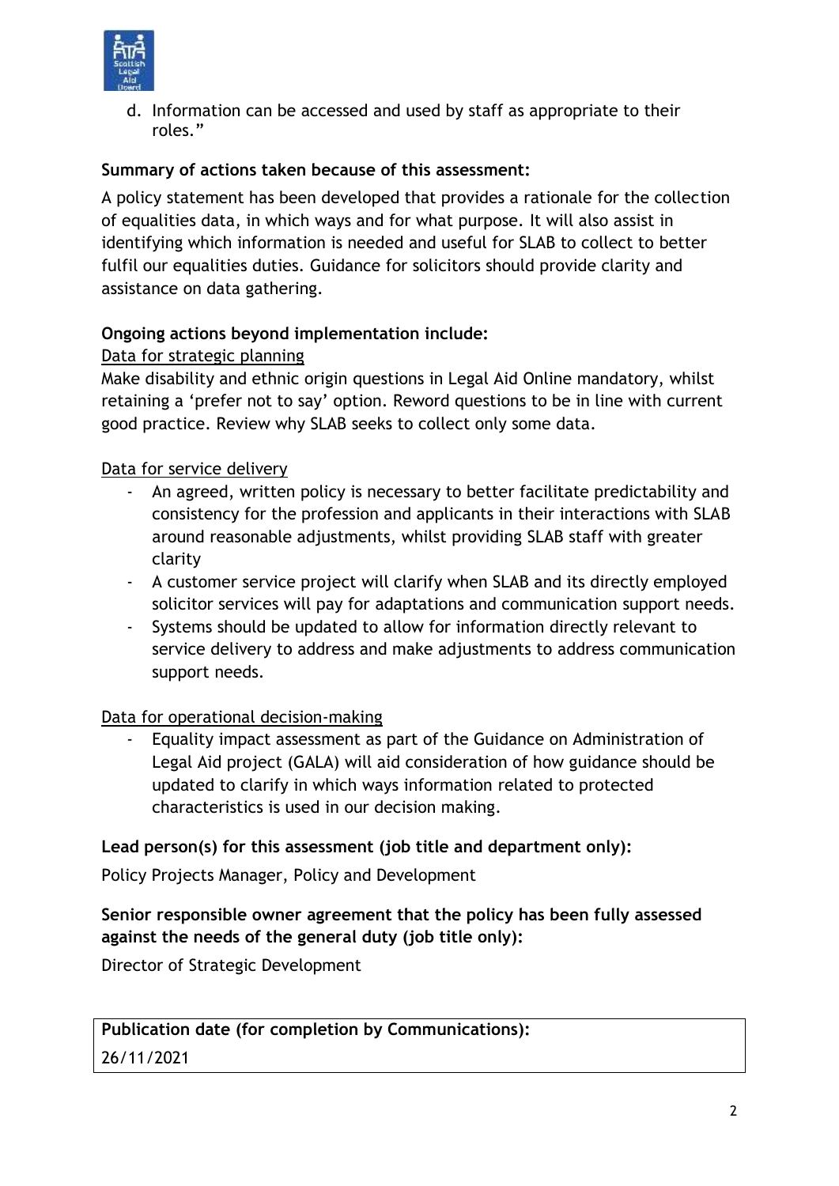d. Information can be accessed and used by staff as appropriate to their roles."

**Summary of actions taken because of this assessment:**

A policy statement has been developed that provides a rationale for the collection of equalities data, in which ways and for what purpose. It will also assist in identifying which information is needed and useful for SLAB to collect to better fulfil our equalities duties. Guidance for solicitors should provide clarity and assistance on data gathering.

**Ongoing actions beyond implementation include:**

Data for strategic planning

Make disability and ethnic origin questions in Legal Aid Online mandatory, whilst retaining a 'prefer not to say' option. Reword questions to be in line with current good practice. Review why SLAB seeks to collect only some data.

Data for service delivery

- An agreed, written policy is necessary to better facilitate predictability and consistency for the profession and applicants in their interactions with SLAB around reasonable adjustments, whilst providing SLAB staff with greater clarity
- A customer service project will clarify when SLAB and its directly employed solicitor services will pay for adaptations and communication support needs.
- Systems should be updated to allow for information directly relevant to service delivery to address and make adjustments to address communication support needs.

Data for operational decision-making

- Equality impact assessment as part of the Guidance on Administration of Legal Aid project (GALA) will aid consideration of how guidance should be updated to clarify in which ways information related to protected characteristics is used in our decision making.

**Lead person(s) for this assessment (job title and department only):**

Policy Projects Manager, Policy and Development

**Senior responsible owner agreement that the policy has been fully assessed against the needs of the general duty (job title only):**

Director of Strategic Development

| Publication date (for completion by Communications): |
| --- |
| 26/11/2021 |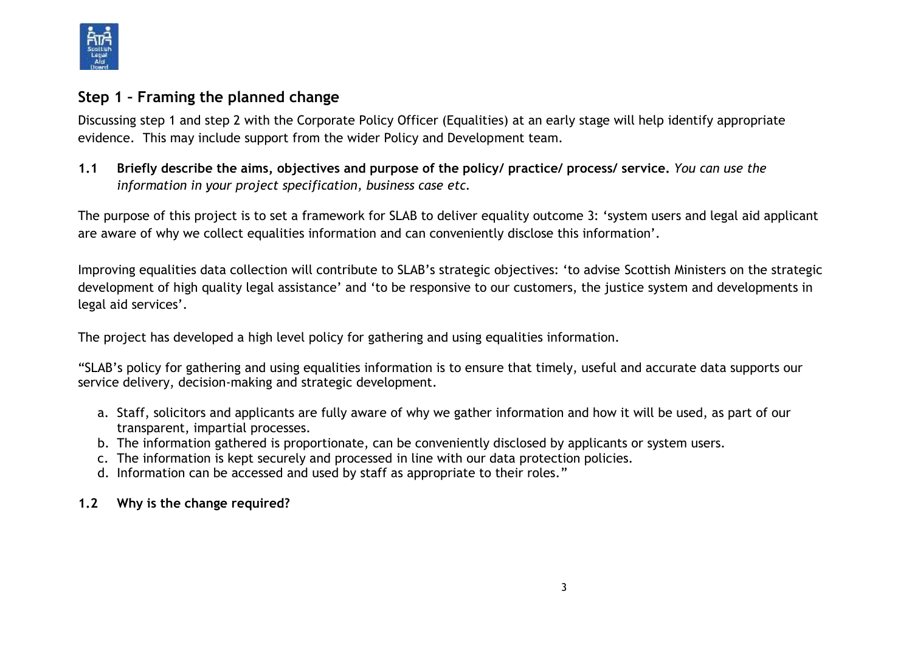## Step 1 – Framing the planned change

Discussing step 1 and step 2 with the Corporate Policy Officer (Equalities) at an early stage will help identify appropriate evidence. This may include support from the wider Policy and Development team.

**1.1 Briefly describe the aims, objectives and purpose of the policy/ practice/ process/ service.** *You can use the information in your project specification, business case etc.*

The purpose of this project is to set a framework for SLAB to deliver equality outcome 3: 'system users and legal aid applicant are aware of why we collect equalities information and can conveniently disclose this information'.

Improving equalities data collection will contribute to SLAB's strategic objectives: 'to advise Scottish Ministers on the strategic development of high quality legal assistance' and 'to be responsive to our customers, the justice system and developments in legal aid services'.

The project has developed a high level policy for gathering and using equalities information.

"SLAB's policy for gathering and using equalities information is to ensure that timely, useful and accurate data supports our service delivery, decision-making and strategic development.

a. Staff, solicitors and applicants are fully aware of why we gather information and how it will be used, as part of our transparent, impartial processes.
b. The information gathered is proportionate, can be conveniently disclosed by applicants or system users.
c. The information is kept securely and processed in line with our data protection policies.
d. Information can be accessed and used by staff as appropriate to their roles."

**1.2 Why is the change required?**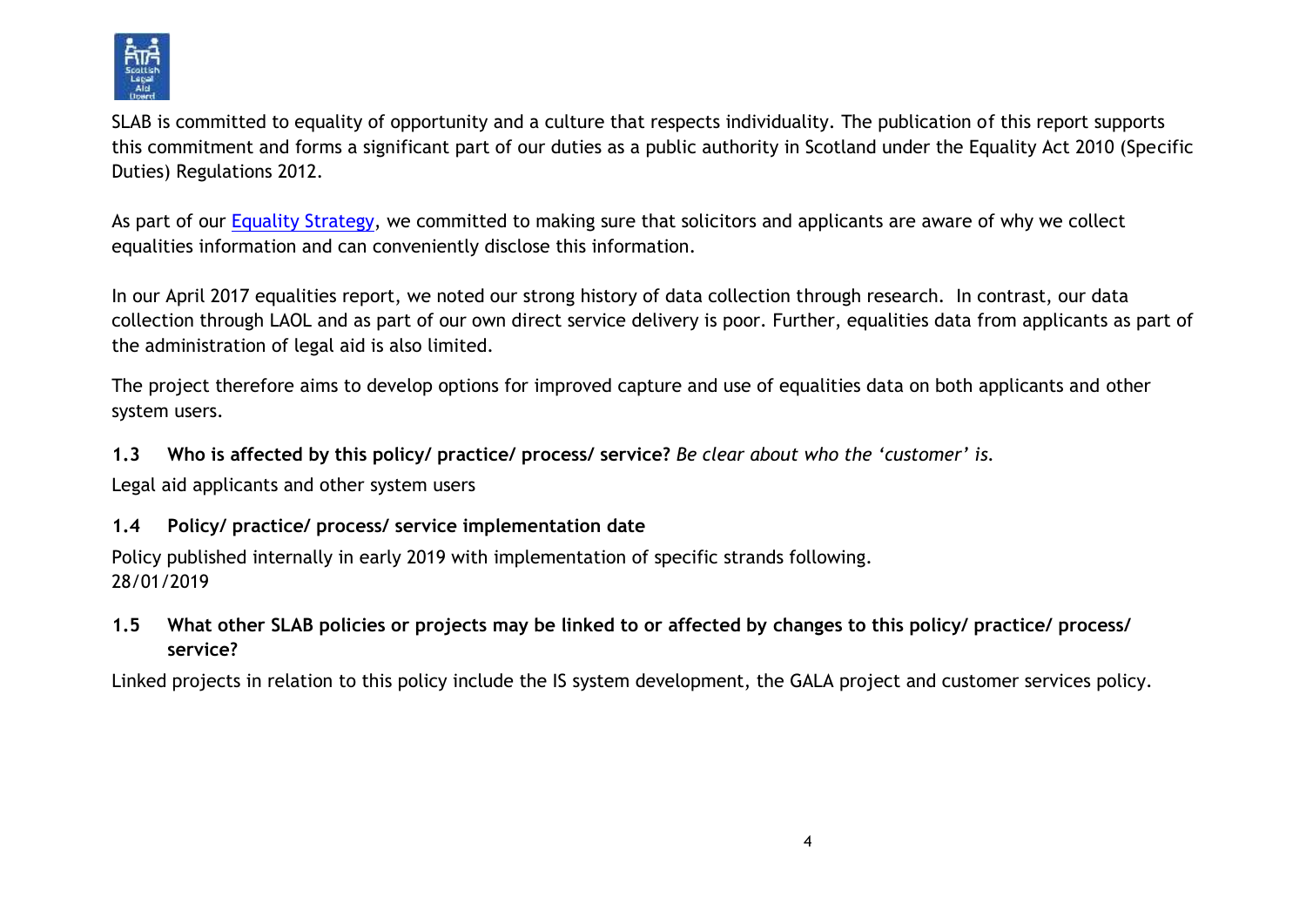SLAB is committed to equality of opportunity and a culture that respects individuality. The publication of this report supports this commitment and forms a significant part of our duties as a public authority in Scotland under the Equality Act 2010 (Specific Duties) Regulations 2012.

As part of our [Equality Strategy](), we committed to making sure that solicitors and applicants are aware of why we collect equalities information and can conveniently disclose this information.

In our April 2017 equalities report, we noted our strong history of data collection through research. In contrast, our data collection through LAOL and as part of our own direct service delivery is poor. Further, equalities data from applicants as part of the administration of legal aid is also limited.

The project therefore aims to develop options for improved capture and use of equalities data on both applicants and other system users.

**1.3 Who is affected by this policy/ practice/ process/ service?** *Be clear about who the 'customer' is.*

Legal aid applicants and other system users

**1.4 Policy/ practice/ process/ service implementation date**

Policy published internally in early 2019 with implementation of specific strands following.
28/01/2019

**1.5 What other SLAB policies or projects may be linked to or affected by changes to this policy/ practice/ process/ service?**

Linked projects in relation to this policy include the IS system development, the GALA project and customer services policy.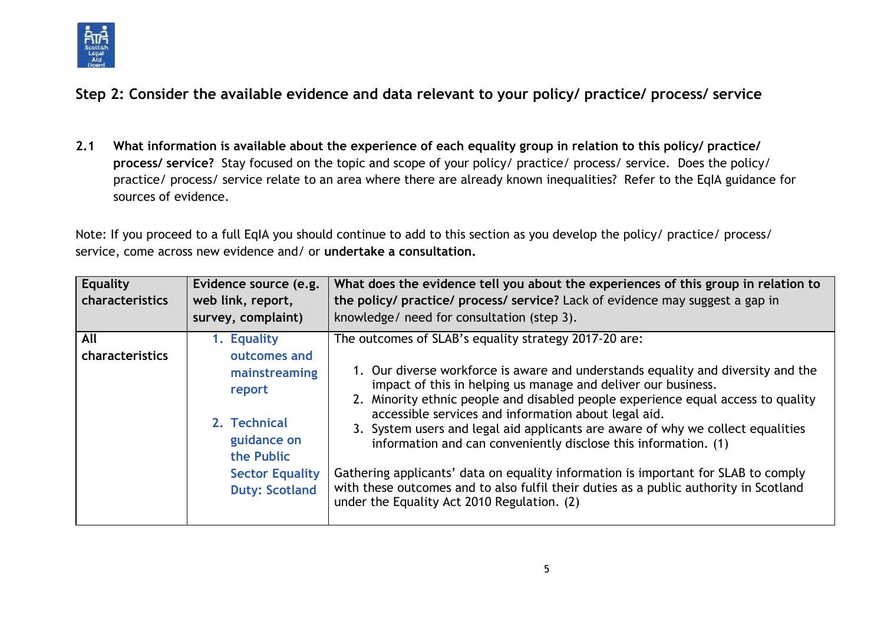## Step 2: Consider the available evidence and data relevant to your policy/ practice/ process/ service

**2.1 What information is available about the experience of each equality group in relation to this policy/ practice/ process/ service?** Stay focused on the topic and scope of your policy/ practice/ process/ service. Does the policy/ practice/ process/ service relate to an area where there are already known inequalities? Refer to the EqIA guidance for sources of evidence.

Note: If you proceed to a full EqIA you should continue to add to this section as you develop the policy/ practice/ process/ service, come across new evidence and/ or **undertake a consultation.**

| Equality characteristics | Evidence source (e.g. web link, report, survey, complaint) | What does the evidence tell you about the experiences of this group in relation to the policy/ practice/ process/ service? Lack of evidence may suggest a gap in knowledge/ need for consultation (step 3). |
| --- | --- | --- |
| **All characteristics** | 1. Equality outcomes and mainstreaming report<br><br>2. Technical guidance on the Public Sector Equality Duty: Scotland | The outcomes of SLAB's equality strategy 2017-20 are:<br><br>1. Our diverse workforce is aware and understands equality and diversity and the impact of this in helping us manage and deliver our business.<br>2. Minority ethnic people and disabled people experience equal access to quality accessible services and information about legal aid.<br>3. System users and legal aid applicants are aware of why we collect equalities information and can conveniently disclose this information. (1)<br><br>Gathering applicants' data on equality information is important for SLAB to comply with these outcomes and to also fulfil their duties as a public authority in Scotland under the Equality Act 2010 Regulation. (2) |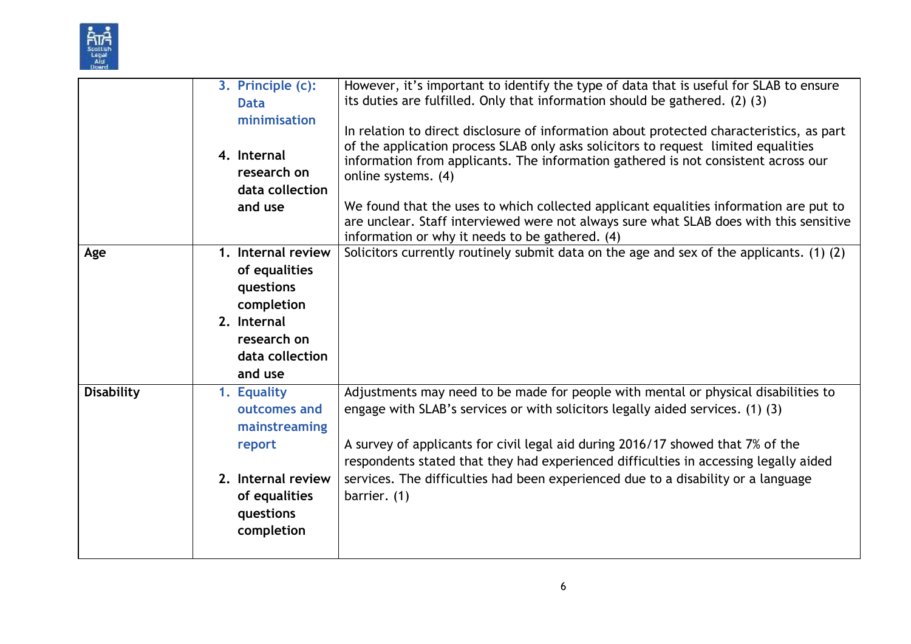| | | |
|---|---|---|
| | 3. Principle (c): Data minimisation<br><br>4. Internal research on data collection and use | However, it's important to identify the type of data that is useful for SLAB to ensure its duties are fulfilled. Only that information should be gathered. (2) (3)<br><br>In relation to direct disclosure of information about protected characteristics, as part of the application process SLAB only asks solicitors to request limited equalities information from applicants. The information gathered is not consistent across our online systems. (4)<br><br>We found that the uses to which collected applicant equalities information are put to are unclear. Staff interviewed were not always sure what SLAB does with this sensitive information or why it needs to be gathered. (4) |
| **Age** | 1. Internal review of equalities questions completion<br>2. Internal research on data collection and use | Solicitors currently routinely submit data on the age and sex of the applicants. (1) (2) |
| **Disability** | 1. Equality outcomes and mainstreaming report<br><br>2. Internal review of equalities questions completion | Adjustments may need to be made for people with mental or physical disabilities to engage with SLAB's services or with solicitors legally aided services. (1) (3)<br><br>A survey of applicants for civil legal aid during 2016/17 showed that 7% of the respondents stated that they had experienced difficulties in accessing legally aided services. The difficulties had been experienced due to a disability or a language barrier. (1) |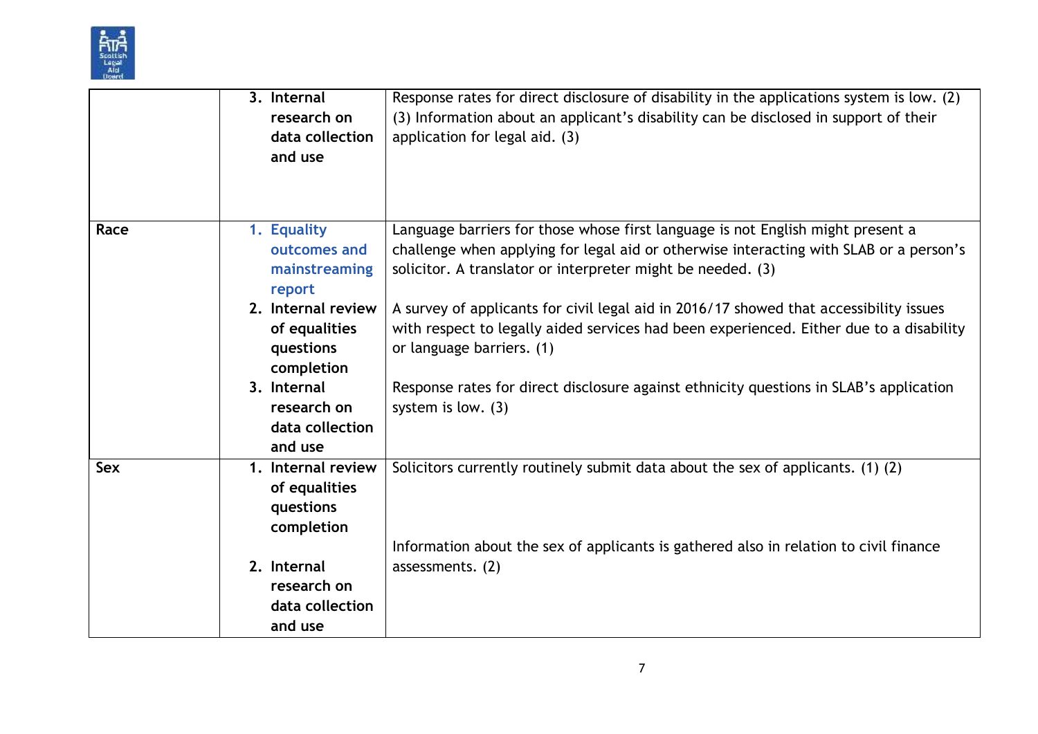| | | |
|---|---|---|
| | 3. Internal research on data collection and use | Response rates for direct disclosure of disability in the applications system is low. (2) (3) Information about an applicant's disability can be disclosed in support of their application for legal aid. (3) |
| **Race** | 1. Equality outcomes and mainstreaming report<br>2. Internal review of equalities questions completion<br>3. Internal research on data collection and use | Language barriers for those whose first language is not English might present a challenge when applying for legal aid or otherwise interacting with SLAB or a person's solicitor. A translator or interpreter might be needed. (3)<br><br>A survey of applicants for civil legal aid in 2016/17 showed that accessibility issues with respect to legally aided services had been experienced. Either due to a disability or language barriers. (1)<br><br>Response rates for direct disclosure against ethnicity questions in SLAB's application system is low. (3) |
| **Sex** | 1. Internal review of equalities questions completion<br><br>2. Internal research on data collection and use | Solicitors currently routinely submit data about the sex of applicants. (1) (2)<br><br>Information about the sex of applicants is gathered also in relation to civil finance assessments. (2) |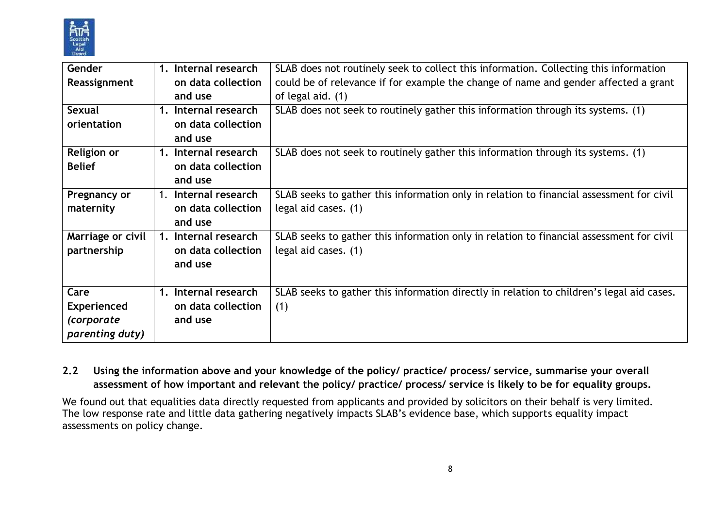| Gender Reassignment | 1. Internal research on data collection and use | SLAB does not routinely seek to collect this information. Collecting this information could be of relevance if for example the change of name and gender affected a grant of legal aid. (1) |
|---|---|---|
| Sexual orientation | 1. Internal research on data collection and use | SLAB does not seek to routinely gather this information through its systems. (1) |
| Religion or Belief | 1. Internal research on data collection and use | SLAB does not seek to routinely gather this information through its systems. (1) |
| Pregnancy or maternity | 1. Internal research on data collection and use | SLAB seeks to gather this information only in relation to financial assessment for civil legal aid cases. (1) |
| Marriage or civil partnership | 1. Internal research on data collection and use | SLAB seeks to gather this information only in relation to financial assessment for civil legal aid cases. (1) |
| Care Experienced *(corporate parenting duty)* | 1. Internal research on data collection and use | SLAB seeks to gather this information directly in relation to children's legal aid cases. (1) |

**2.2 Using the information above and your knowledge of the policy/ practice/ process/ service, summarise your overall assessment of how important and relevant the policy/ practice/ process/ service is likely to be for equality groups.**

We found out that equalities data directly requested from applicants and provided by solicitors on their behalf is very limited. The low response rate and little data gathering negatively impacts SLAB's evidence base, which supports equality impact assessments on policy change.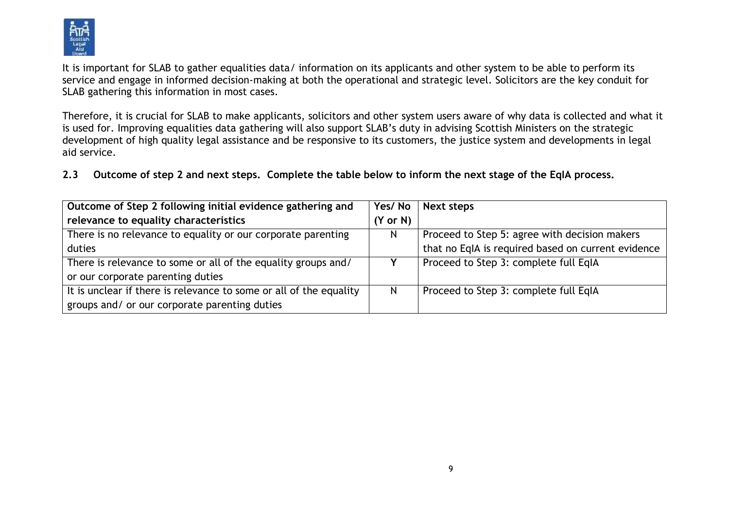It is important for SLAB to gather equalities data/ information on its applicants and other system to be able to perform its service and engage in informed decision-making at both the operational and strategic level. Solicitors are the key conduit for SLAB gathering this information in most cases.

Therefore, it is crucial for SLAB to make applicants, solicitors and other system users aware of why data is collected and what it is used for. Improving equalities data gathering will also support SLAB's duty in advising Scottish Ministers on the strategic development of high quality legal assistance and be responsive to its customers, the justice system and developments in legal aid service.

**2.3 Outcome of step 2 and next steps. Complete the table below to inform the next stage of the EqIA process.**

| Outcome of Step 2 following initial evidence gathering and relevance to equality characteristics | Yes/ No (Y or N) | Next steps |
|---|---|---|
| There is no relevance to equality or our corporate parenting duties | N | Proceed to Step 5: agree with decision makers that no EqIA is required based on current evidence |
| There is relevance to some or all of the equality groups and/ or our corporate parenting duties | **Y** | Proceed to Step 3: complete full EqIA |
| It is unclear if there is relevance to some or all of the equality groups and/ or our corporate parenting duties | N | Proceed to Step 3: complete full EqIA |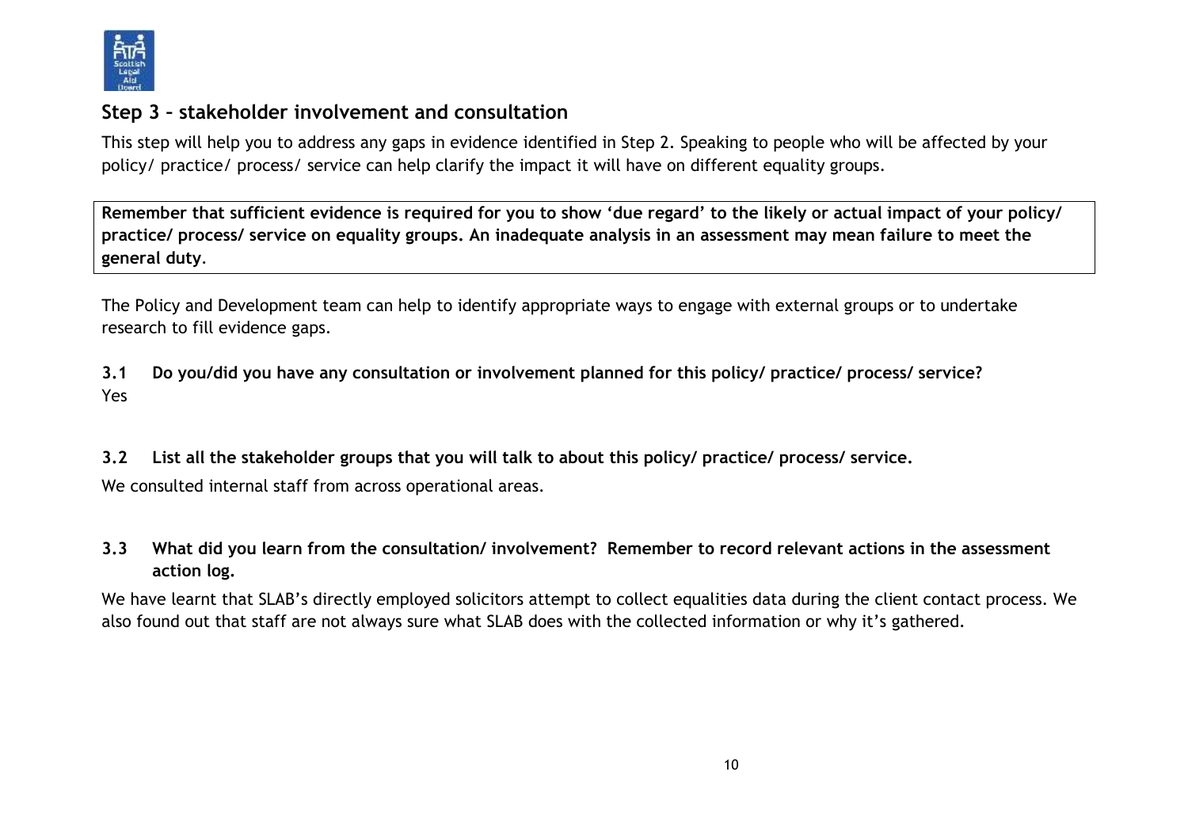## Step 3 – stakeholder involvement and consultation

This step will help you to address any gaps in evidence identified in Step 2. Speaking to people who will be affected by your policy/ practice/ process/ service can help clarify the impact it will have on different equality groups.

**Remember that sufficient evidence is required for you to show 'due regard' to the likely or actual impact of your policy/ practice/ process/ service on equality groups. An inadequate analysis in an assessment may mean failure to meet the general duty**.

The Policy and Development team can help to identify appropriate ways to engage with external groups or to undertake research to fill evidence gaps.

**3.1 Do you/did you have any consultation or involvement planned for this policy/ practice/ process/ service?**

Yes

**3.2 List all the stakeholder groups that you will talk to about this policy/ practice/ process/ service.**

We consulted internal staff from across operational areas.

**3.3 What did you learn from the consultation/ involvement? Remember to record relevant actions in the assessment action log.**

We have learnt that SLAB's directly employed solicitors attempt to collect equalities data during the client contact process. We also found out that staff are not always sure what SLAB does with the collected information or why it's gathered.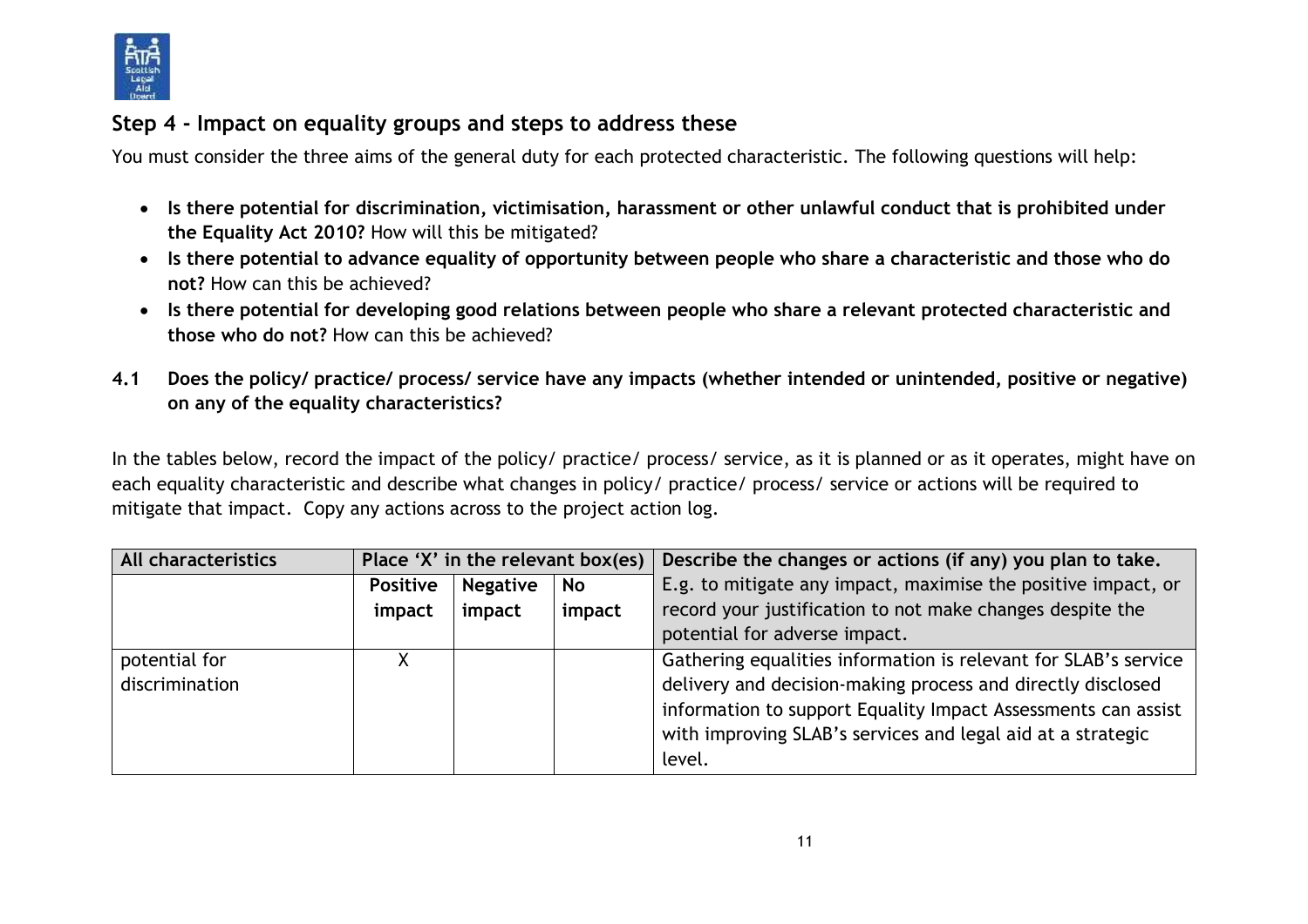## Step 4 - Impact on equality groups and steps to address these

You must consider the three aims of the general duty for each protected characteristic. The following questions will help:

- **Is there potential for discrimination, victimisation, harassment or other unlawful conduct that is prohibited under the Equality Act 2010?** How will this be mitigated?
- **Is there potential to advance equality of opportunity between people who share a characteristic and those who do not?** How can this be achieved?
- **Is there potential for developing good relations between people who share a relevant protected characteristic and those who do not?** How can this be achieved?

**4.1 Does the policy/ practice/ process/ service have any impacts (whether intended or unintended, positive or negative) on any of the equality characteristics?**

In the tables below, record the impact of the policy/ practice/ process/ service, as it is planned or as it operates, might have on each equality characteristic and describe what changes in policy/ practice/ process/ service or actions will be required to mitigate that impact. Copy any actions across to the project action log.

| All characteristics | Place 'X' in the relevant box(es) | | | Describe the changes or actions (if any) you plan to take. E.g. to mitigate any impact, maximise the positive impact, or record your justification to not make changes despite the potential for adverse impact. |
|---|---|---|---|---|
| | Positive impact | Negative impact | No impact | |
| potential for discrimination | X | | | Gathering equalities information is relevant for SLAB's service delivery and decision-making process and directly disclosed information to support Equality Impact Assessments can assist with improving SLAB's services and legal aid at a strategic level. |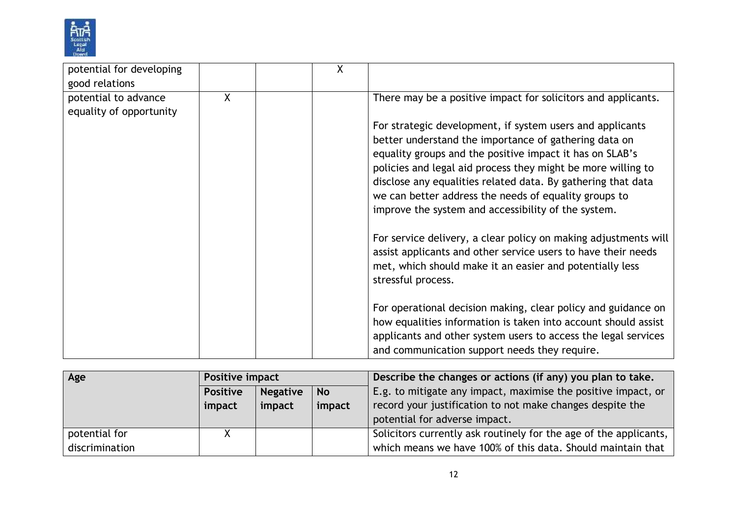| | | | | |
|---|---|---|---|---|
| potential for developing good relations | | | X | |
| potential to advance equality of opportunity | X | | | There may be a positive impact for solicitors and applicants.<br><br>For strategic development, if system users and applicants better understand the importance of gathering data on equality groups and the positive impact it has on SLAB's policies and legal aid process they might be more willing to disclose any equalities related data. By gathering that data we can better address the needs of equality groups to improve the system and accessibility of the system.<br><br>For service delivery, a clear policy on making adjustments will assist applicants and other service users to have their needs met, which should make it an easier and potentially less stressful process.<br><br>For operational decision making, clear policy and guidance on how equalities information is taken into account should assist applicants and other system users to access the legal services and communication support needs they require. |

| **Age** | **Positive impact** | | | **Describe the changes or actions (if any) you plan to take.** E.g. to mitigate any impact, maximise the positive impact, or record your justification to not make changes despite the potential for adverse impact. |
|---|---|---|---|---|
| | **Positive impact** | **Negative impact** | **No impact** | |
| potential for discrimination | X | | | Solicitors currently ask routinely for the age of the applicants, which means we have 100% of this data. Should maintain that |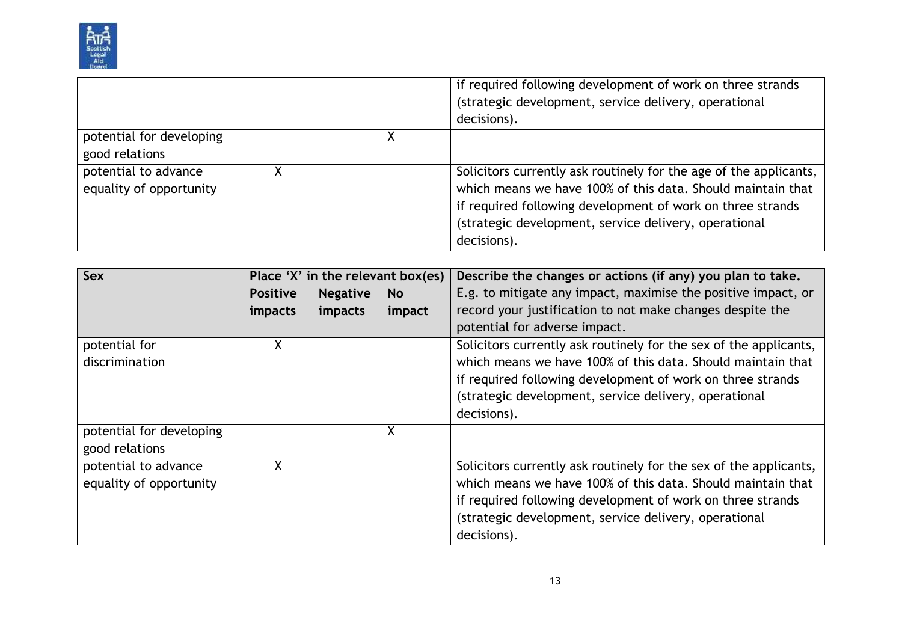| | | | | |
|---|---|---|---|---|
| | | | | if required following development of work on three strands (strategic development, service delivery, operational decisions). |
| potential for developing good relations | | | X | |
| potential to advance equality of opportunity | X | | | Solicitors currently ask routinely for the age of the applicants, which means we have 100% of this data. Should maintain that if required following development of work on three strands (strategic development, service delivery, operational decisions). |

| **Sex** | **Place 'X' in the relevant box(es)** | | | **Describe the changes or actions (if any) you plan to take.** E.g. to mitigate any impact, maximise the positive impact, or record your justification to not make changes despite the potential for adverse impact. |
|---|---|---|---|---|
| | **Positive impacts** | **Negative impacts** | **No impact** | |
| potential for discrimination | X | | | Solicitors currently ask routinely for the sex of the applicants, which means we have 100% of this data. Should maintain that if required following development of work on three strands (strategic development, service delivery, operational decisions). |
| potential for developing good relations | | | X | |
| potential to advance equality of opportunity | X | | | Solicitors currently ask routinely for the sex of the applicants, which means we have 100% of this data. Should maintain that if required following development of work on three strands (strategic development, service delivery, operational decisions). |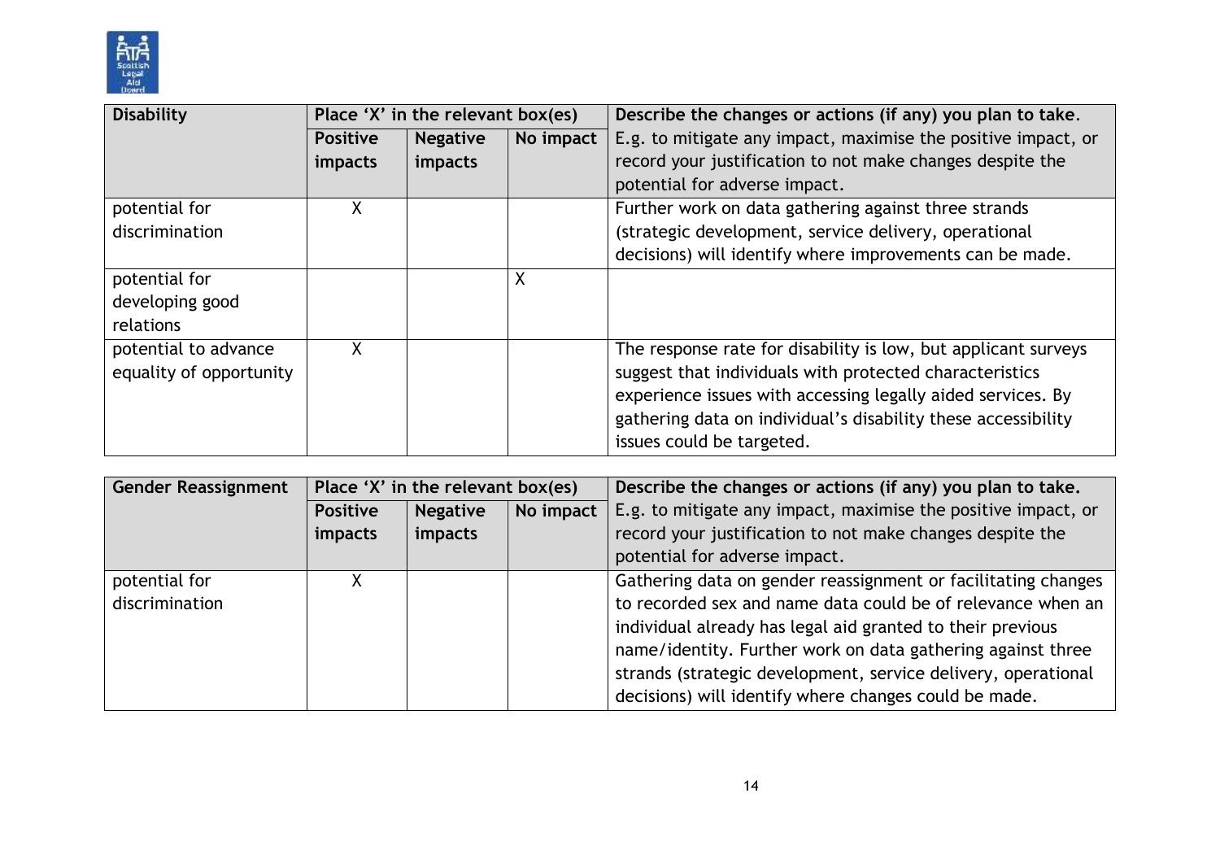| Disability | Place 'X' in the relevant box(es) | | | Describe the changes or actions (if any) you plan to take. |
|---|---|---|---|---|
| | **Positive impacts** | **Negative impacts** | **No impact** | E.g. to mitigate any impact, maximise the positive impact, or record your justification to not make changes despite the potential for adverse impact. |
| potential for discrimination | X | | | Further work on data gathering against three strands (strategic development, service delivery, operational decisions) will identify where improvements can be made. |
| potential for developing good relations | | | X | |
| potential to advance equality of opportunity | X | | | The response rate for disability is low, but applicant surveys suggest that individuals with protected characteristics experience issues with accessing legally aided services. By gathering data on individual's disability these accessibility issues could be targeted. |

| Gender Reassignment | Place 'X' in the relevant box(es) | | | Describe the changes or actions (if any) you plan to take. |
|---|---|---|---|---|
| | **Positive impacts** | **Negative impacts** | **No impact** | E.g. to mitigate any impact, maximise the positive impact, or record your justification to not make changes despite the potential for adverse impact. |
| potential for discrimination | X | | | Gathering data on gender reassignment or facilitating changes to recorded sex and name data could be of relevance when an individual already has legal aid granted to their previous name/identity. Further work on data gathering against three strands (strategic development, service delivery, operational decisions) will identify where changes could be made. |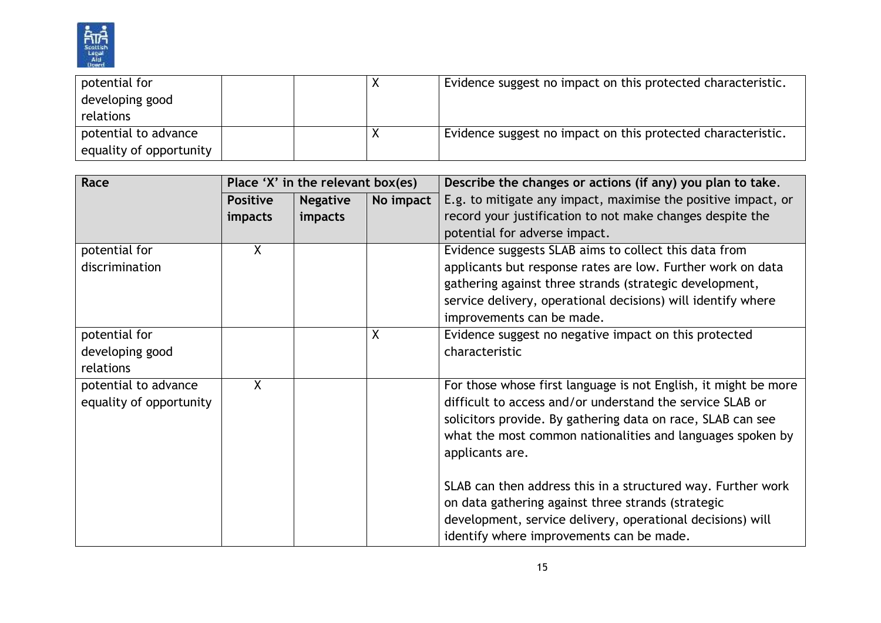| potential for developing good relations | | | X | Evidence suggest no impact on this protected characteristic. |
|---|---|---|---|---|
| potential to advance equality of opportunity | | | X | Evidence suggest no impact on this protected characteristic. |

| Race | Place 'X' in the relevant box(es) | | | Describe the changes or actions (if any) you plan to take. E.g. to mitigate any impact, maximise the positive impact, or record your justification to not make changes despite the potential for adverse impact. |
|---|---|---|---|---|
| | Positive impacts | Negative impacts | No impact | |
| potential for discrimination | X | | | Evidence suggests SLAB aims to collect this data from applicants but response rates are low. Further work on data gathering against three strands (strategic development, service delivery, operational decisions) will identify where improvements can be made. |
| potential for developing good relations | | | X | Evidence suggest no negative impact on this protected characteristic |
| potential to advance equality of opportunity | X | | | For those whose first language is not English, it might be more difficult to access and/or understand the service SLAB or solicitors provide. By gathering data on race, SLAB can see what the most common nationalities and languages spoken by applicants are.<br><br>SLAB can then address this in a structured way. Further work on data gathering against three strands (strategic development, service delivery, operational decisions) will identify where improvements can be made. |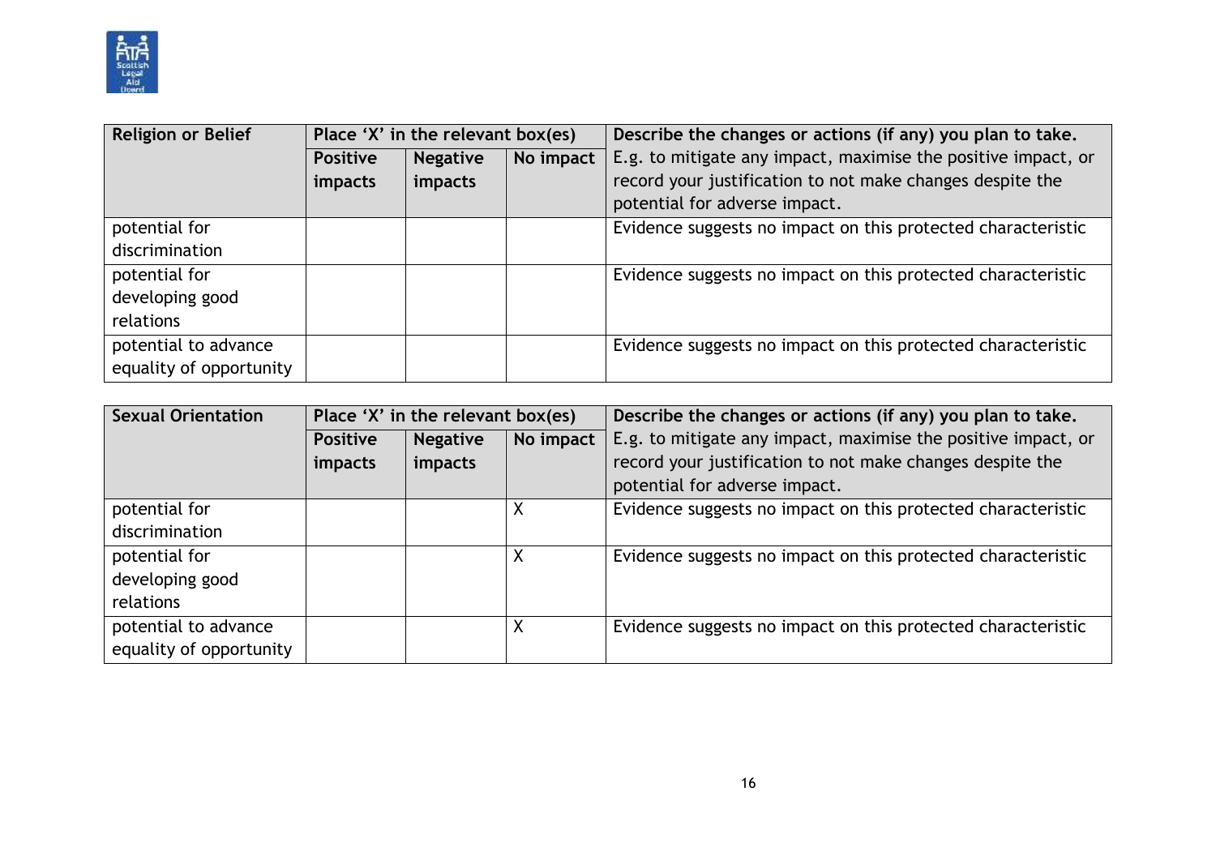| Religion or Belief | Place 'X' in the relevant box(es) | | | Describe the changes or actions (if any) you plan to take. |
|---|---|---|---|---|
| | Positive impacts | Negative impacts | No impact | E.g. to mitigate any impact, maximise the positive impact, or record your justification to not make changes despite the potential for adverse impact. |
| potential for discrimination | | | | Evidence suggests no impact on this protected characteristic |
| potential for developing good relations | | | | Evidence suggests no impact on this protected characteristic |
| potential to advance equality of opportunity | | | | Evidence suggests no impact on this protected characteristic |

| Sexual Orientation | Place 'X' in the relevant box(es) | | | Describe the changes or actions (if any) you plan to take. |
|---|---|---|---|---|
| | Positive impacts | Negative impacts | No impact | E.g. to mitigate any impact, maximise the positive impact, or record your justification to not make changes despite the potential for adverse impact. |
| potential for discrimination | | | X | Evidence suggests no impact on this protected characteristic |
| potential for developing good relations | | | X | Evidence suggests no impact on this protected characteristic |
| potential to advance equality of opportunity | | | X | Evidence suggests no impact on this protected characteristic |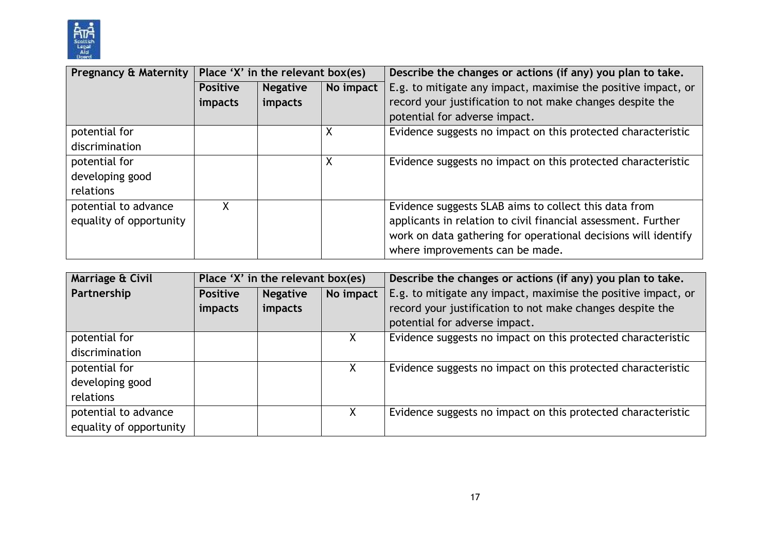| Pregnancy & Maternity | Place 'X' in the relevant box(es) | | | Describe the changes or actions (if any) you plan to take. |
|---|---|---|---|---|
| | Positive impacts | Negative impacts | No impact | E.g. to mitigate any impact, maximise the positive impact, or record your justification to not make changes despite the potential for adverse impact. |
| potential for discrimination | | | X | Evidence suggests no impact on this protected characteristic |
| potential for developing good relations | | | X | Evidence suggests no impact on this protected characteristic |
| potential to advance equality of opportunity | X | | | Evidence suggests SLAB aims to collect this data from applicants in relation to civil financial assessment. Further work on data gathering for operational decisions will identify where improvements can be made. |

| Marriage & Civil Partnership | Place 'X' in the relevant box(es) | | | Describe the changes or actions (if any) you plan to take. |
|---|---|---|---|---|
| | Positive impacts | Negative impacts | No impact | E.g. to mitigate any impact, maximise the positive impact, or record your justification to not make changes despite the potential for adverse impact. |
| potential for discrimination | | | X | Evidence suggests no impact on this protected characteristic |
| potential for developing good relations | | | X | Evidence suggests no impact on this protected characteristic |
| potential to advance equality of opportunity | | | X | Evidence suggests no impact on this protected characteristic |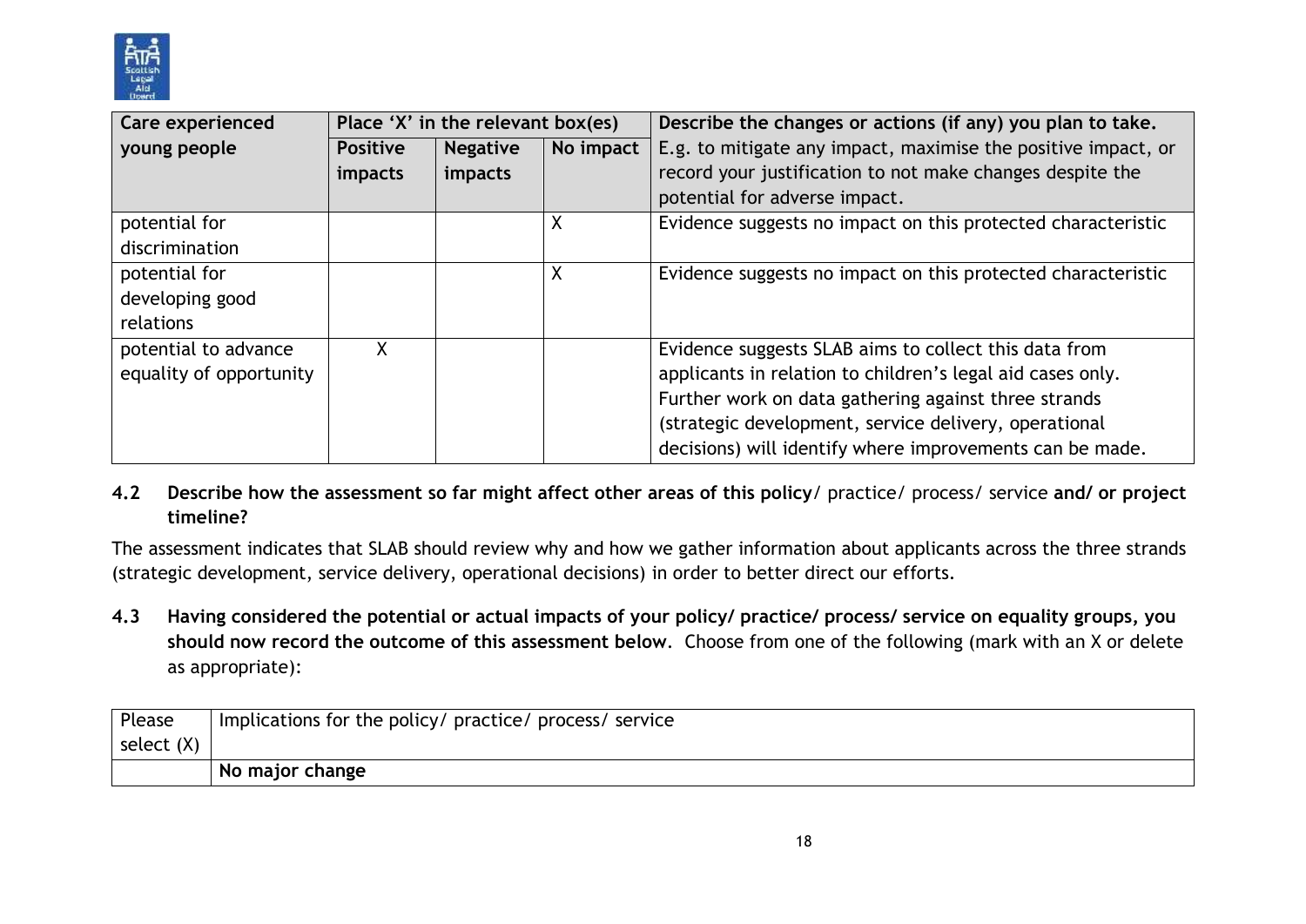| Care experienced young people | Place 'X' in the relevant box(es) | | | Describe the changes or actions (if any) you plan to take. E.g. to mitigate any impact, maximise the positive impact, or record your justification to not make changes despite the potential for adverse impact. |
|---|---|---|---|---|
| | **Positive impacts** | **Negative impacts** | **No impact** | |
| potential for discrimination | | | X | Evidence suggests no impact on this protected characteristic |
| potential for developing good relations | | | X | Evidence suggests no impact on this protected characteristic |
| potential to advance equality of opportunity | X | | | Evidence suggests SLAB aims to collect this data from applicants in relation to children's legal aid cases only. Further work on data gathering against three strands (strategic development, service delivery, operational decisions) will identify where improvements can be made. |

**4.2 Describe how the assessment so far might affect other areas of this policy**/ practice/ process/ service **and/ or project timeline?**

The assessment indicates that SLAB should review why and how we gather information about applicants across the three strands (strategic development, service delivery, operational decisions) in order to better direct our efforts.

**4.3 Having considered the potential or actual impacts of your policy/ practice/ process/ service on equality groups, you should now record the outcome of this assessment below**. Choose from one of the following (mark with an X or delete as appropriate):

| Please select (X) | Implications for the policy/ practice/ process/ service |
|---|---|
| | **No major change** |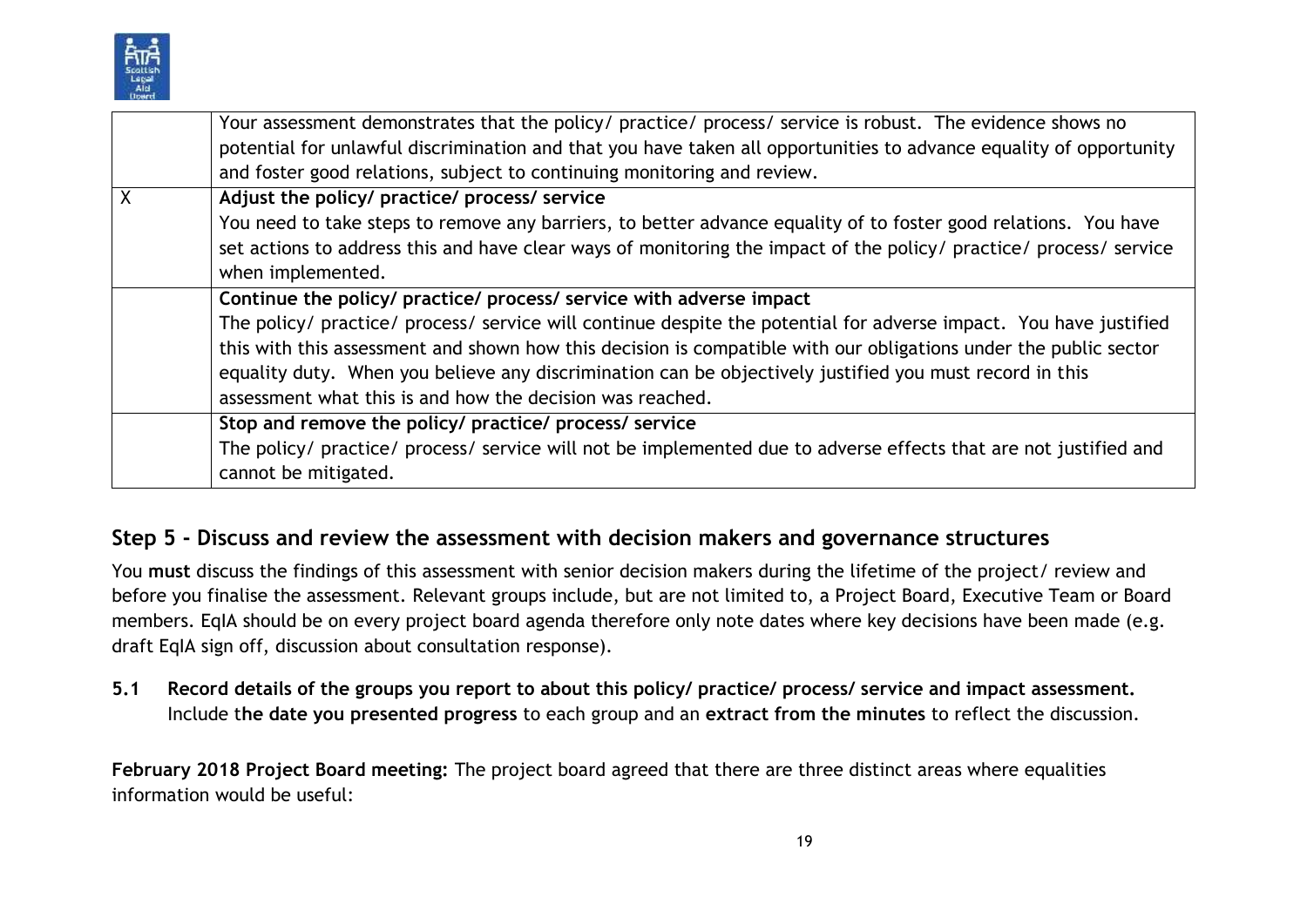| | |
|---|---|
| | Your assessment demonstrates that the policy/ practice/ process/ service is robust. The evidence shows no potential for unlawful discrimination and that you have taken all opportunities to advance equality of opportunity and foster good relations, subject to continuing monitoring and review. |
| X | **Adjust the policy/ practice/ process/ service**<br>You need to take steps to remove any barriers, to better advance equality of to foster good relations. You have set actions to address this and have clear ways of monitoring the impact of the policy/ practice/ process/ service when implemented. |
| | **Continue the policy/ practice/ process/ service with adverse impact**<br>The policy/ practice/ process/ service will continue despite the potential for adverse impact. You have justified this with this assessment and shown how this decision is compatible with our obligations under the public sector equality duty. When you believe any discrimination can be objectively justified you must record in this assessment what this is and how the decision was reached. |
| | **Stop and remove the policy/ practice/ process/ service**<br>The policy/ practice/ process/ service will not be implemented due to adverse effects that are not justified and cannot be mitigated. |

## Step 5 - Discuss and review the assessment with decision makers and governance structures

You **must** discuss the findings of this assessment with senior decision makers during the lifetime of the project/ review and before you finalise the assessment. Relevant groups include, but are not limited to, a Project Board, Executive Team or Board members. EqIA should be on every project board agenda therefore only note dates where key decisions have been made (e.g. draft EqIA sign off, discussion about consultation response).

**5.1 Record details of the groups you report to about this policy/ practice/ process/ service and impact assessment.** Include t**he date you presented progress** to each group and an **extract from the minutes** to reflect the discussion.

**February 2018 Project Board meeting:** The project board agreed that there are three distinct areas where equalities information would be useful: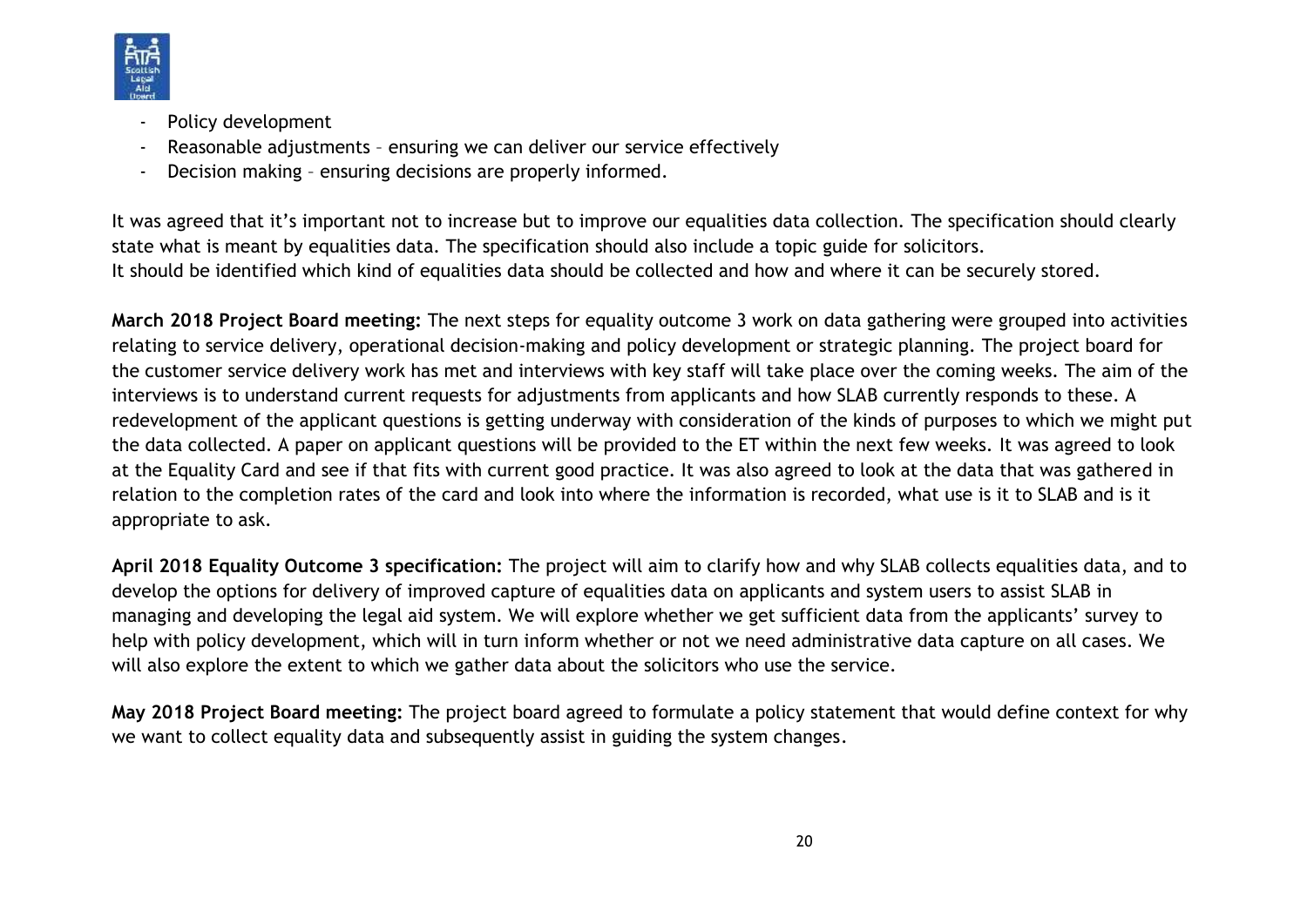- Policy development
- Reasonable adjustments – ensuring we can deliver our service effectively
- Decision making – ensuring decisions are properly informed.

It was agreed that it's important not to increase but to improve our equalities data collection. The specification should clearly state what is meant by equalities data. The specification should also include a topic guide for solicitors.
It should be identified which kind of equalities data should be collected and how and where it can be securely stored.

**March 2018 Project Board meeting:** The next steps for equality outcome 3 work on data gathering were grouped into activities relating to service delivery, operational decision-making and policy development or strategic planning. The project board for the customer service delivery work has met and interviews with key staff will take place over the coming weeks. The aim of the interviews is to understand current requests for adjustments from applicants and how SLAB currently responds to these. A redevelopment of the applicant questions is getting underway with consideration of the kinds of purposes to which we might put the data collected. A paper on applicant questions will be provided to the ET within the next few weeks. It was agreed to look at the Equality Card and see if that fits with current good practice. It was also agreed to look at the data that was gathered in relation to the completion rates of the card and look into where the information is recorded, what use is it to SLAB and is it appropriate to ask.

**April 2018 Equality Outcome 3 specification:** The project will aim to clarify how and why SLAB collects equalities data, and to develop the options for delivery of improved capture of equalities data on applicants and system users to assist SLAB in managing and developing the legal aid system. We will explore whether we get sufficient data from the applicants' survey to help with policy development, which will in turn inform whether or not we need administrative data capture on all cases. We will also explore the extent to which we gather data about the solicitors who use the service.

**May 2018 Project Board meeting:** The project board agreed to formulate a policy statement that would define context for why we want to collect equality data and subsequently assist in guiding the system changes.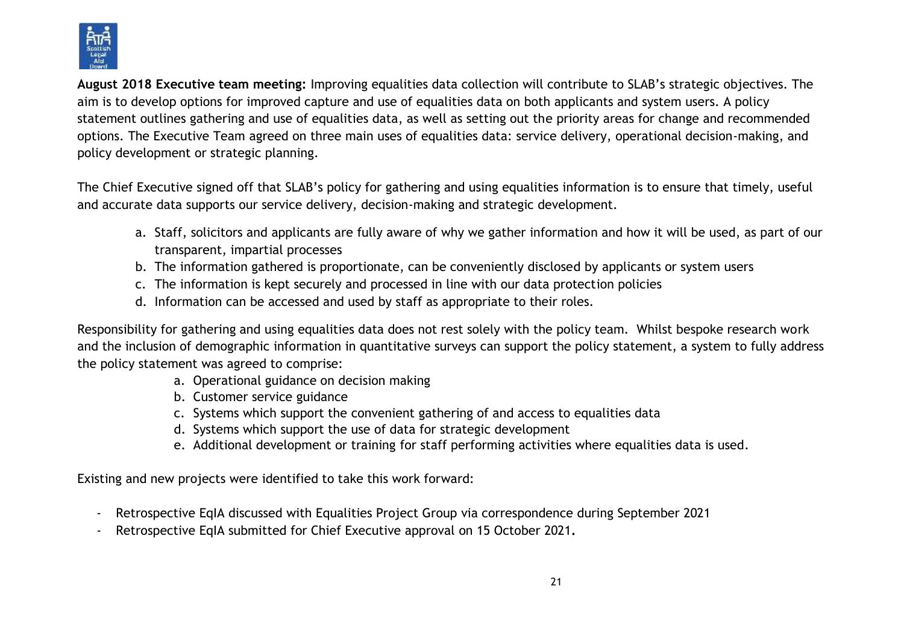**August 2018 Executive team meeting:** Improving equalities data collection will contribute to SLAB's strategic objectives. The aim is to develop options for improved capture and use of equalities data on both applicants and system users. A policy statement outlines gathering and use of equalities data, as well as setting out the priority areas for change and recommended options. The Executive Team agreed on three main uses of equalities data: service delivery, operational decision-making, and policy development or strategic planning.

The Chief Executive signed off that SLAB's policy for gathering and using equalities information is to ensure that timely, useful and accurate data supports our service delivery, decision-making and strategic development.

a. Staff, solicitors and applicants are fully aware of why we gather information and how it will be used, as part of our transparent, impartial processes
b. The information gathered is proportionate, can be conveniently disclosed by applicants or system users
c. The information is kept securely and processed in line with our data protection policies
d. Information can be accessed and used by staff as appropriate to their roles.

Responsibility for gathering and using equalities data does not rest solely with the policy team. Whilst bespoke research work and the inclusion of demographic information in quantitative surveys can support the policy statement, a system to fully address the policy statement was agreed to comprise:

a. Operational guidance on decision making
b. Customer service guidance
c. Systems which support the convenient gathering of and access to equalities data
d. Systems which support the use of data for strategic development
e. Additional development or training for staff performing activities where equalities data is used.

Existing and new projects were identified to take this work forward:

- Retrospective EqIA discussed with Equalities Project Group via correspondence during September 2021
- Retrospective EqIA submitted for Chief Executive approval on 15 October 2021.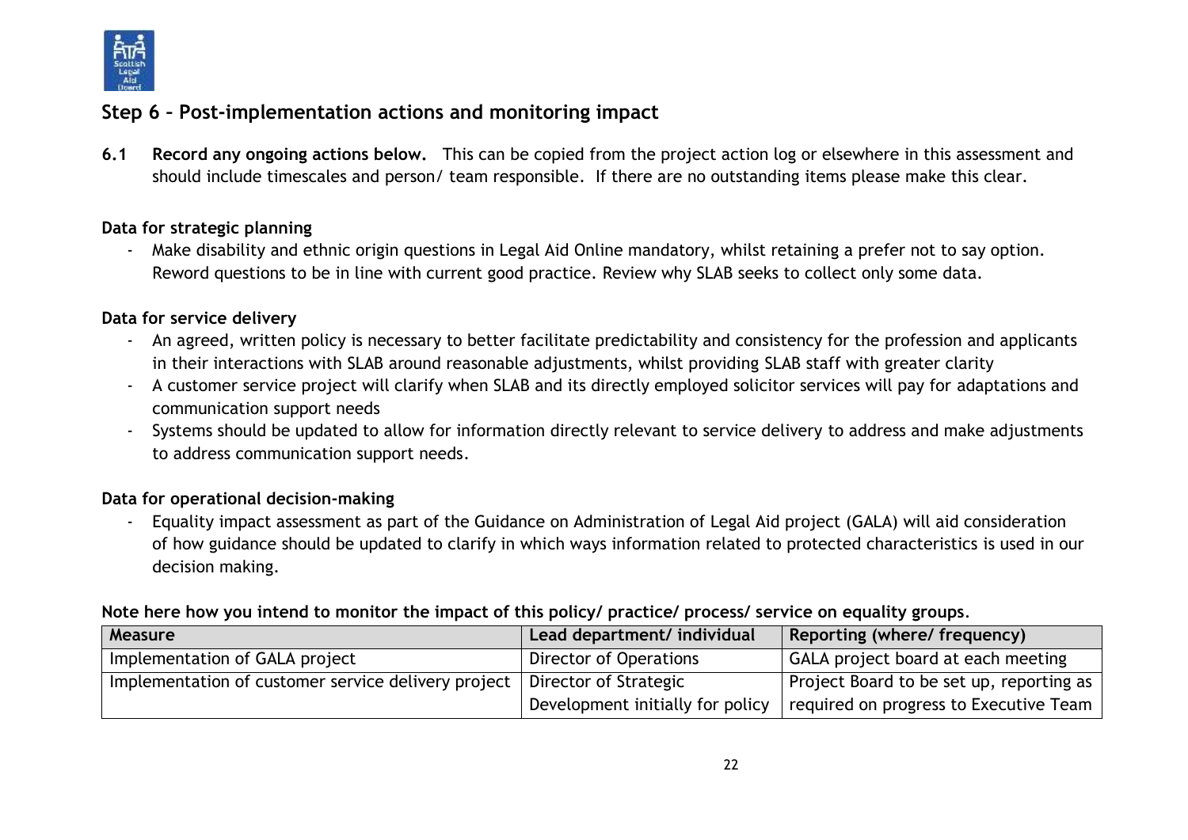## Step 6 – Post-implementation actions and monitoring impact

**6.1 Record any ongoing actions below.** This can be copied from the project action log or elsewhere in this assessment and should include timescales and person/ team responsible. If there are no outstanding items please make this clear.

**Data for strategic planning**

- Make disability and ethnic origin questions in Legal Aid Online mandatory, whilst retaining a prefer not to say option. Reword questions to be in line with current good practice. Review why SLAB seeks to collect only some data.

**Data for service delivery**

- An agreed, written policy is necessary to better facilitate predictability and consistency for the profession and applicants in their interactions with SLAB around reasonable adjustments, whilst providing SLAB staff with greater clarity
- A customer service project will clarify when SLAB and its directly employed solicitor services will pay for adaptations and communication support needs
- Systems should be updated to allow for information directly relevant to service delivery to address and make adjustments to address communication support needs.

**Data for operational decision-making**

- Equality impact assessment as part of the Guidance on Administration of Legal Aid project (GALA) will aid consideration of how guidance should be updated to clarify in which ways information related to protected characteristics is used in our decision making.

**Note here how you intend to monitor the impact of this policy/ practice/ process/ service on equality groups.**

| Measure | Lead department/ individual | Reporting (where/ frequency) |
|---|---|---|
| Implementation of GALA project | Director of Operations | GALA project board at each meeting |
| Implementation of customer service delivery project | Director of Strategic Development initially for policy | Project Board to be set up, reporting as required on progress to Executive Team |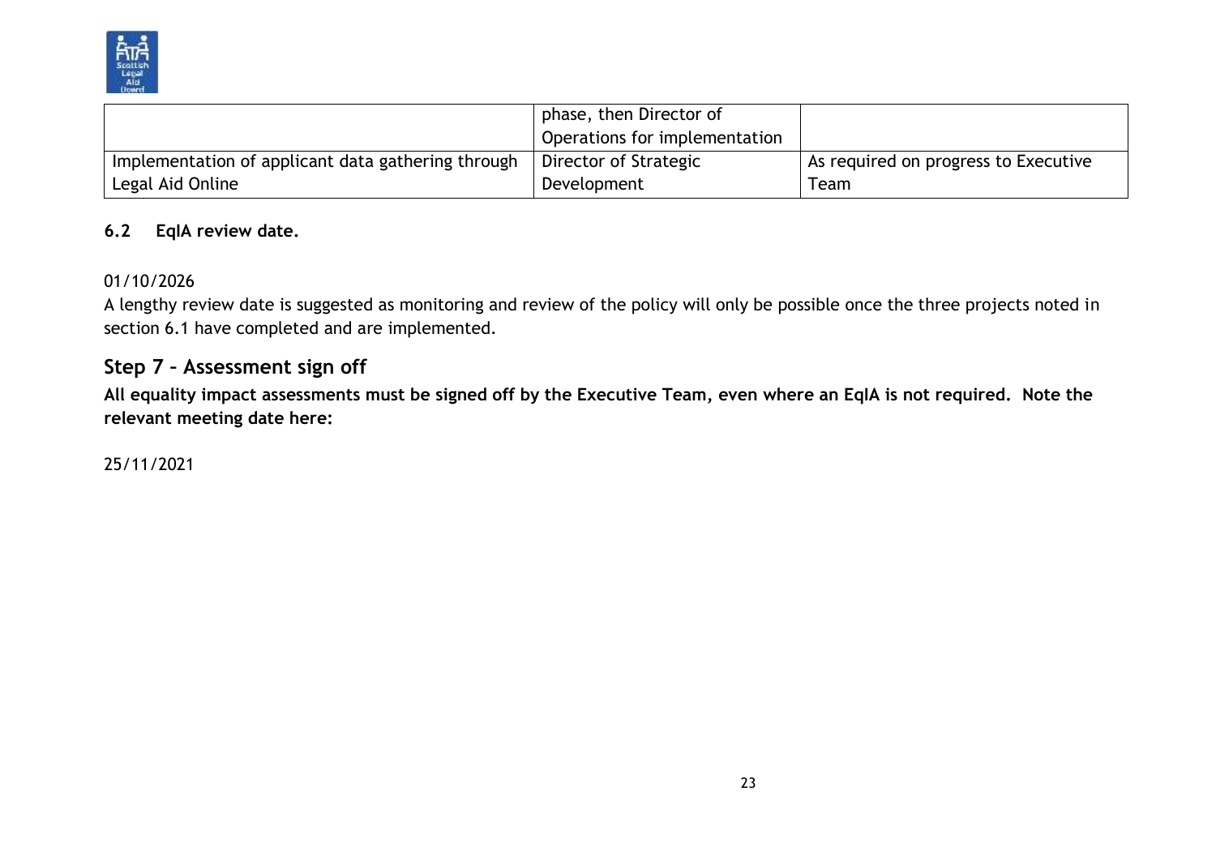| | | |
|---|---|---|
| | phase, then Director of Operations for implementation | |
| Implementation of applicant data gathering through Legal Aid Online | Director of Strategic Development | As required on progress to Executive Team |

### 6.2 EqIA review date.

01/10/2026

A lengthy review date is suggested as monitoring and review of the policy will only be possible once the three projects noted in section 6.1 have completed and are implemented.

## Step 7 – Assessment sign off

**All equality impact assessments must be signed off by the Executive Team, even where an EqIA is not required. Note the relevant meeting date here:**

25/11/2021